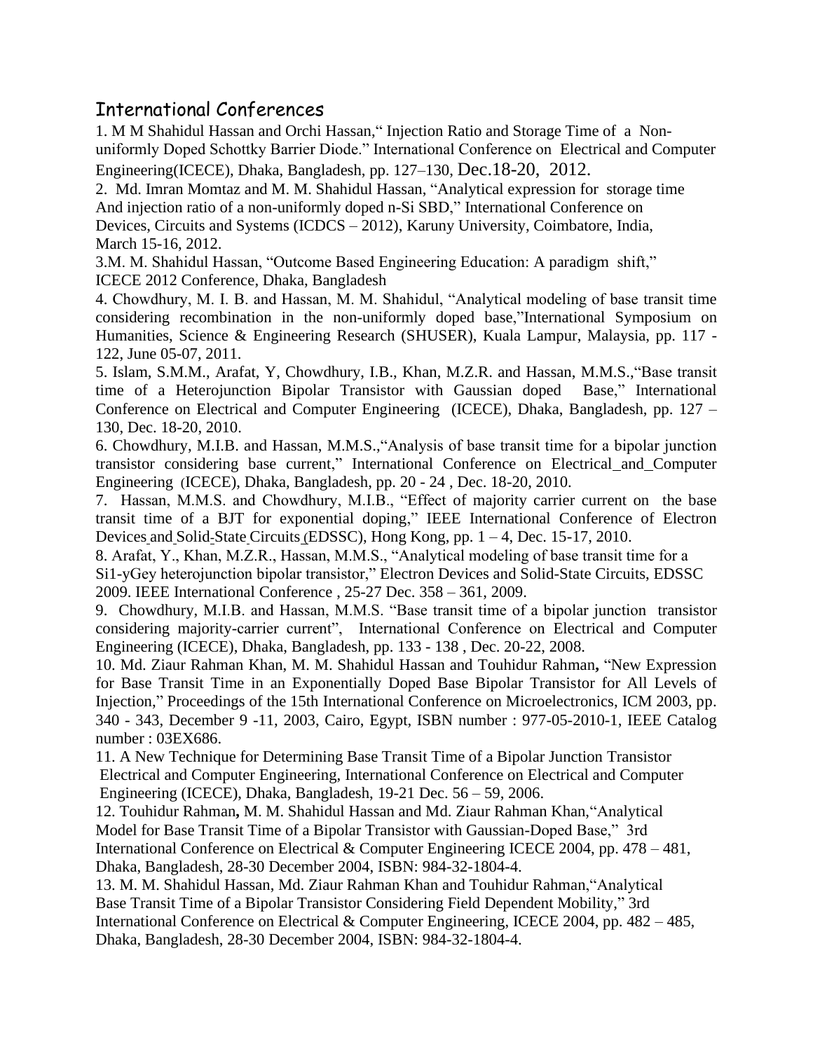## International Conferences

1. M M Shahidul Hassan and Orchi Hassan," Injection Ratio and Storage Time of a Non-uniformly Doped Schottky Barrier Diode." International Conference on Electrical and Computer Engineering(ICECE), Dhaka, Bangladesh, pp. 127–130, Dec.18-20, 2012.

2. Md. Imran Momtaz and M. M. Shahidul Hassan, "Analytical expression for storage time And injection ratio of a non-uniformly doped n-Si SBD," International Conference on Devices, Circuits and Systems (ICDCS – 2012), Karuny University, Coimbatore, India, March 15-16, 2012.

3. M. M. Shahidul Hassan, "Outcome Based Engineering Education: A paradigm shift," ICECE 2012 Conference, Dhaka, Bangladesh

4. Chowdhury, M. I. B. and Hassan, M. M. Shahidul, "Analytical modeling of base transit time considering recombination in the non-uniformly doped base,"International Symposium on Humanities, Science & Engineering Research (SHUSER), Kuala Lampur, Malaysia, pp. 117 - 122, June 05-07, 2011.

5. Islam, S.M.M., Arafat, Y, Chowdhury, I.B., Khan, M.Z.R. and Hassan, M.M.S.,"Base transit time of a Heterojunction Bipolar Transistor with Gaussian doped Base," International Conference on Electrical and Computer Engineering (ICECE), Dhaka, Bangladesh, pp. 127 – 130, Dec. 18-20, 2010.

6. Chowdhury, M.I.B. and Hassan, M.M.S.,"Analysis of base transit time for a bipolar junction transistor considering base current," International Conference on Electrical and Computer Engineering (ICECE), Dhaka, Bangladesh, pp. 20 - 24 , Dec. 18-20, 2010.

7. Hassan, M.M.S. and Chowdhury, M.I.B., "Effect of majority carrier current on the base transit time of a BJT for exponential doping," IEEE International Conference of Electron Devices and Solid-State Circuits (EDSSC), Hong Kong, pp. 1 – 4, Dec. 15-17, 2010.

8. Arafat, Y., Khan, M.Z.R., Hassan, M.M.S., "Analytical modeling of base transit time for a $Si_{1-y}Ge_y$ heterojunction bipolar transistor," Electron Devices and Solid-State Circuits, EDSSC 2009. IEEE International Conference , 25-27 Dec. 358 – 361, 2009.

9. Chowdhury, M.I.B. and Hassan, M.M.S. "Base transit time of a bipolar junction transistor considering majority-carrier current", International Conference on Electrical and Computer Engineering (ICECE), Dhaka, Bangladesh, pp. 133 - 138 , Dec. 20-22, 2008.

10. Md. Ziaur Rahman Khan, M. M. Shahidul Hassan and Touhidur Rahman**,** "New Expression for Base Transit Time in an Exponentially Doped Base Bipolar Transistor for All Levels of Injection," Proceedings of the 15th International Conference on Microelectronics, ICM 2003, pp. 340 - 343, December 9 -11, 2003, Cairo, Egypt, ISBN number : 977-05-2010-1, IEEE Catalog number : 03EX686.

11. A New Technique for Determining Base Transit Time of a Bipolar Junction Transistor Electrical and Computer Engineering, International Conference on Electrical and Computer Engineering (ICECE), Dhaka, Bangladesh, 19-21 Dec. 56 – 59, 2006.

12. Touhidur Rahman**,** M. M. Shahidul Hassan and Md. Ziaur Rahman Khan,"Analytical Model for Base Transit Time of a Bipolar Transistor with Gaussian-Doped Base," 3rd International Conference on Electrical & Computer Engineering ICECE 2004, pp. 478 – 481, Dhaka, Bangladesh, 28-30 December 2004, ISBN: 984-32-1804-4.

13. M. M. Shahidul Hassan, Md. Ziaur Rahman Khan and Touhidur Rahman,"Analytical Base Transit Time of a Bipolar Transistor Considering Field Dependent Mobility," 3rd International Conference on Electrical & Computer Engineering, ICECE 2004, pp. 482 – 485, Dhaka, Bangladesh, 28-30 December 2004, ISBN: 984-32-1804-4.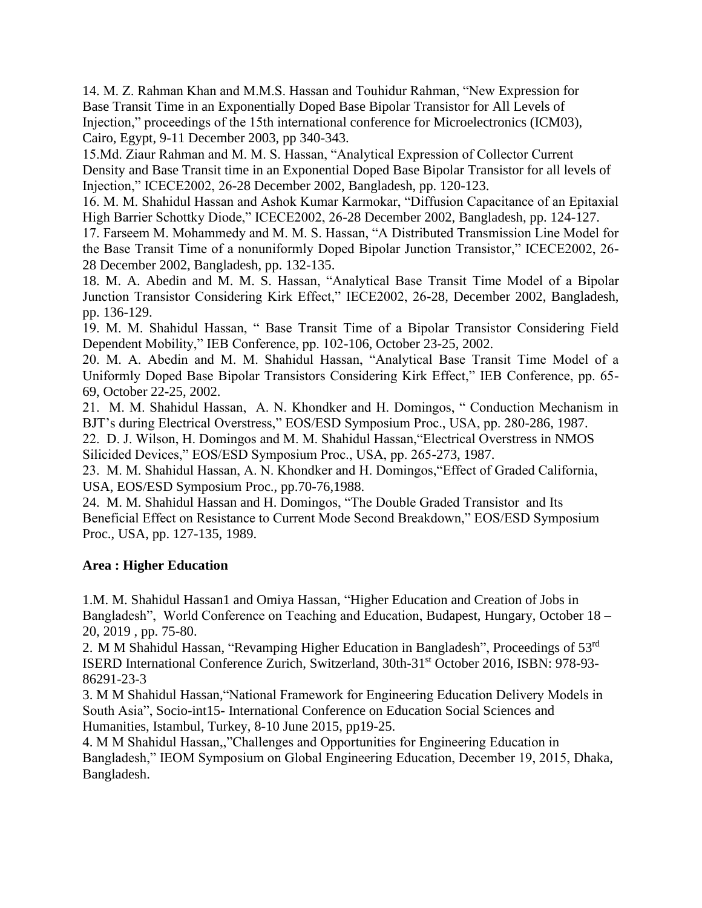14. M. Z. Rahman Khan and M.M.S. Hassan and Touhidur Rahman, "New Expression for Base Transit Time in an Exponentially Doped Base Bipolar Transistor for All Levels of Injection," proceedings of the 15th international conference for Microelectronics (ICM03), Cairo, Egypt, 9-11 December 2003, pp 340-343.

15.Md. Ziaur Rahman and M. M. S. Hassan, "Analytical Expression of Collector Current Density and Base Transit time in an Exponential Doped Base Bipolar Transistor for all levels of Injection," ICECE2002, 26-28 December 2002, Bangladesh, pp. 120-123.

16. M. M. Shahidul Hassan and Ashok Kumar Karmokar, "Diffusion Capacitance of an Epitaxial High Barrier Schottky Diode," ICECE2002, 26-28 December 2002, Bangladesh, pp. 124-127.

17. Farseem M. Mohammedy and M. M. S. Hassan, "A Distributed Transmission Line Model for the Base Transit Time of a nonuniformly Doped Bipolar Junction Transistor," ICECE2002, 26-28 December 2002, Bangladesh, pp. 132-135.

18. M. A. Abedin and M. M. S. Hassan, "Analytical Base Transit Time Model of a Bipolar Junction Transistor Considering Kirk Effect," IECE2002, 26-28, December 2002, Bangladesh, pp. 136-129.

19. M. M. Shahidul Hassan, " Base Transit Time of a Bipolar Transistor Considering Field Dependent Mobility," IEB Conference, pp. 102-106, October 23-25, 2002.

20. M. A. Abedin and M. M. Shahidul Hassan, "Analytical Base Transit Time Model of a Uniformly Doped Base Bipolar Transistors Considering Kirk Effect," IEB Conference, pp. 65-69, October 22-25, 2002.

21. M. M. Shahidul Hassan, A. N. Khondker and H. Domingos, " Conduction Mechanism in BJT's during Electrical Overstress," EOS/ESD Symposium Proc., USA, pp. 280-286, 1987.

22. D. J. Wilson, H. Domingos and M. M. Shahidul Hassan,"Electrical Overstress in NMOS Silicided Devices," EOS/ESD Symposium Proc., USA, pp. 265-273, 1987.

23. M. M. Shahidul Hassan, A. N. Khondker and H. Domingos,"Effect of Graded California, USA, EOS/ESD Symposium Proc., pp.70-76,1988.

24. M. M. Shahidul Hassan and H. Domingos, "The Double Graded Transistor and Its Beneficial Effect on Resistance to Current Mode Second Breakdown," EOS/ESD Symposium Proc., USA, pp. 127-135, 1989.

**Area : Higher Education**

1.M. M. Shahidul Hassan1 and Omiya Hassan, "Higher Education and Creation of Jobs in Bangladesh", World Conference on Teaching and Education, Budapest, Hungary, October 18 – 20, 2019 , pp. 75-80.

2. M M Shahidul Hassan, "Revamping Higher Education in Bangladesh", Proceedings of 53rd ISERD International Conference Zurich, Switzerland, 30th-31st October 2016, ISBN: 978-93-86291-23-3

3. M M Shahidul Hassan,"National Framework for Engineering Education Delivery Models in South Asia", Socio-int15- International Conference on Education Social Sciences and Humanities, Istambul, Turkey, 8-10 June 2015, pp19-25.

4. M M Shahidul Hassan,,"Challenges and Opportunities for Engineering Education in Bangladesh," IEOM Symposium on Global Engineering Education, December 19, 2015, Dhaka, Bangladesh.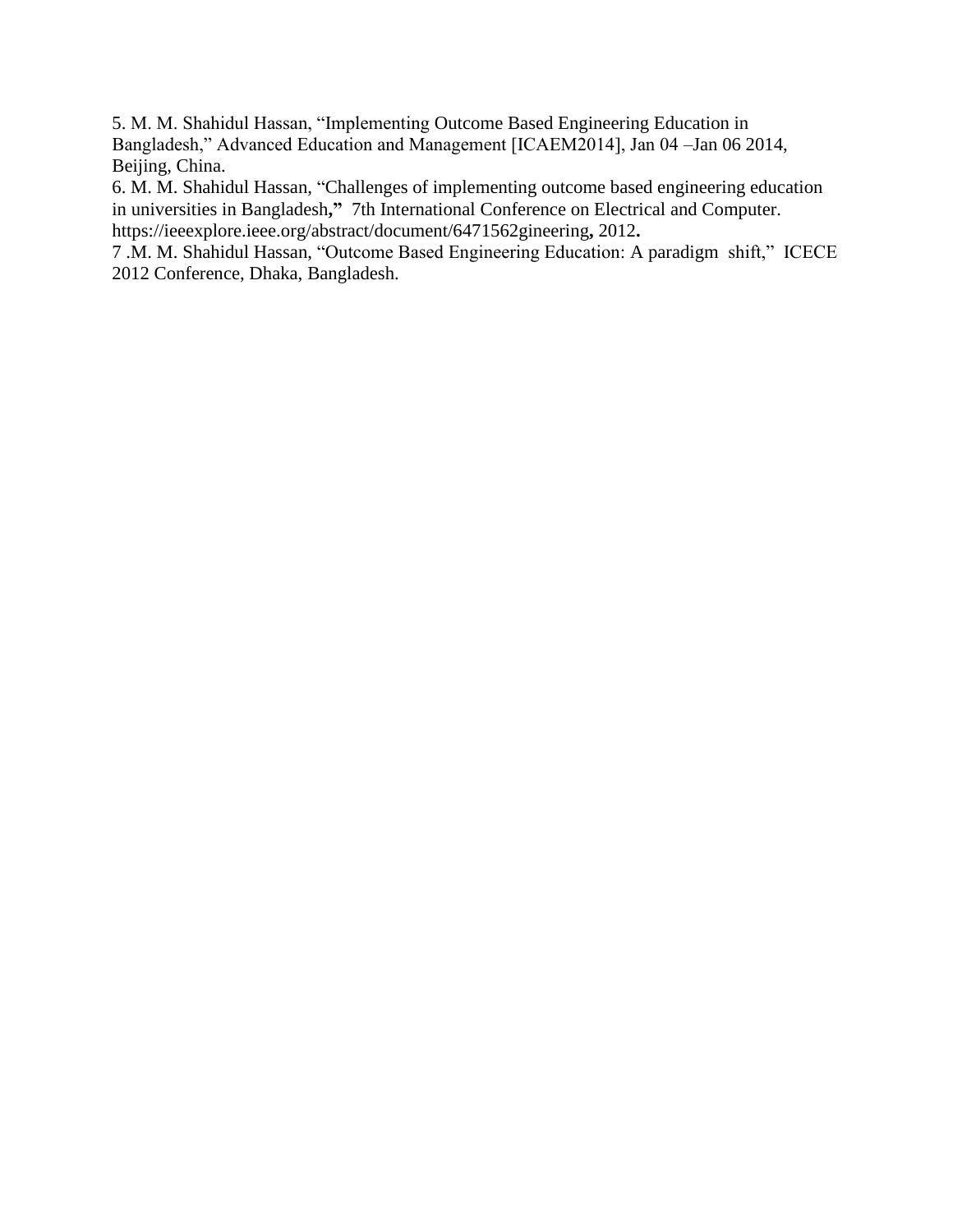5. M. M. Shahidul Hassan, "Implementing Outcome Based Engineering Education in Bangladesh," Advanced Education and Management [ICAEM2014], Jan 04 –Jan 06 2014, Beijing, China.

6. M. M. Shahidul Hassan, "Challenges of implementing outcome based engineering education in universities in Bangladesh**,"** 7th International Conference on Electrical and Computer. https://ieeexplore.ieee.org/abstract/document/6471562gineering**,** 2012**.**

7 .M. M. Shahidul Hassan, "Outcome Based Engineering Education: A paradigm shift," ICECE 2012 Conference, Dhaka, Bangladesh.